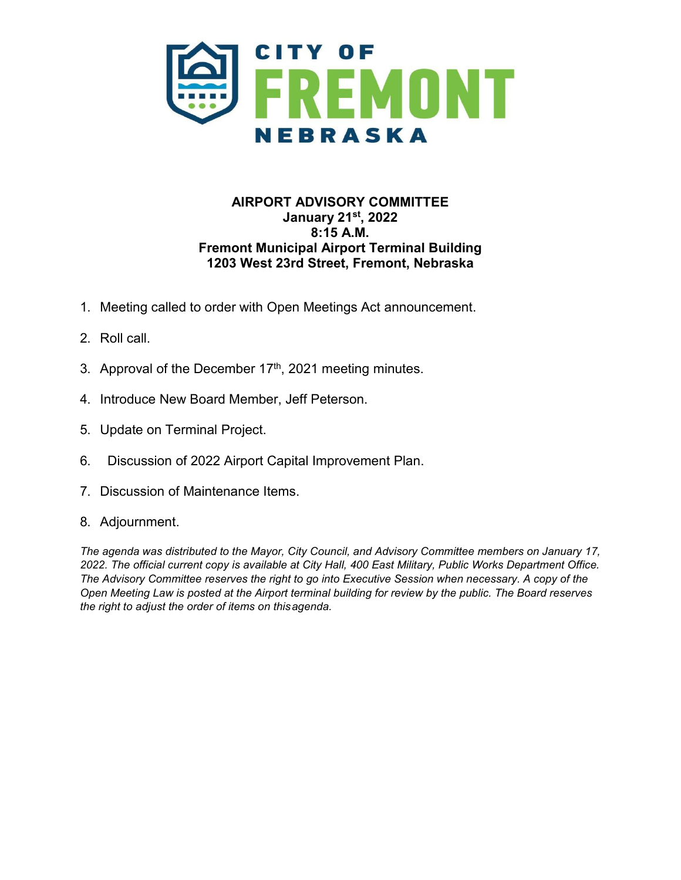CITY OF **FREMONT** NEBRASKA

**AIRPORT ADVISORY COMMITTEE**
**January 21st, 2022**
**8:15 A.M.**
**Fremont Municipal Airport Terminal Building**
**1203 West 23rd Street, Fremont, Nebraska**

1. Meeting called to order with Open Meetings Act announcement.
2. Roll call.
3. Approval of the December 17th, 2021 meeting minutes.
4. Introduce New Board Member, Jeff Peterson.
5. Update on Terminal Project.
6. Discussion of 2022 Airport Capital Improvement Plan.
7. Discussion of Maintenance Items.
8. Adjournment.

*The agenda was distributed to the Mayor, City Council, and Advisory Committee members on January 17, 2022. The official current copy is available at City Hall, 400 East Military, Public Works Department Office. The Advisory Committee reserves the right to go into Executive Session when necessary. A copy of the Open Meeting Law is posted at the Airport terminal building for review by the public. The Board reserves the right to adjust the order of items on this agenda.*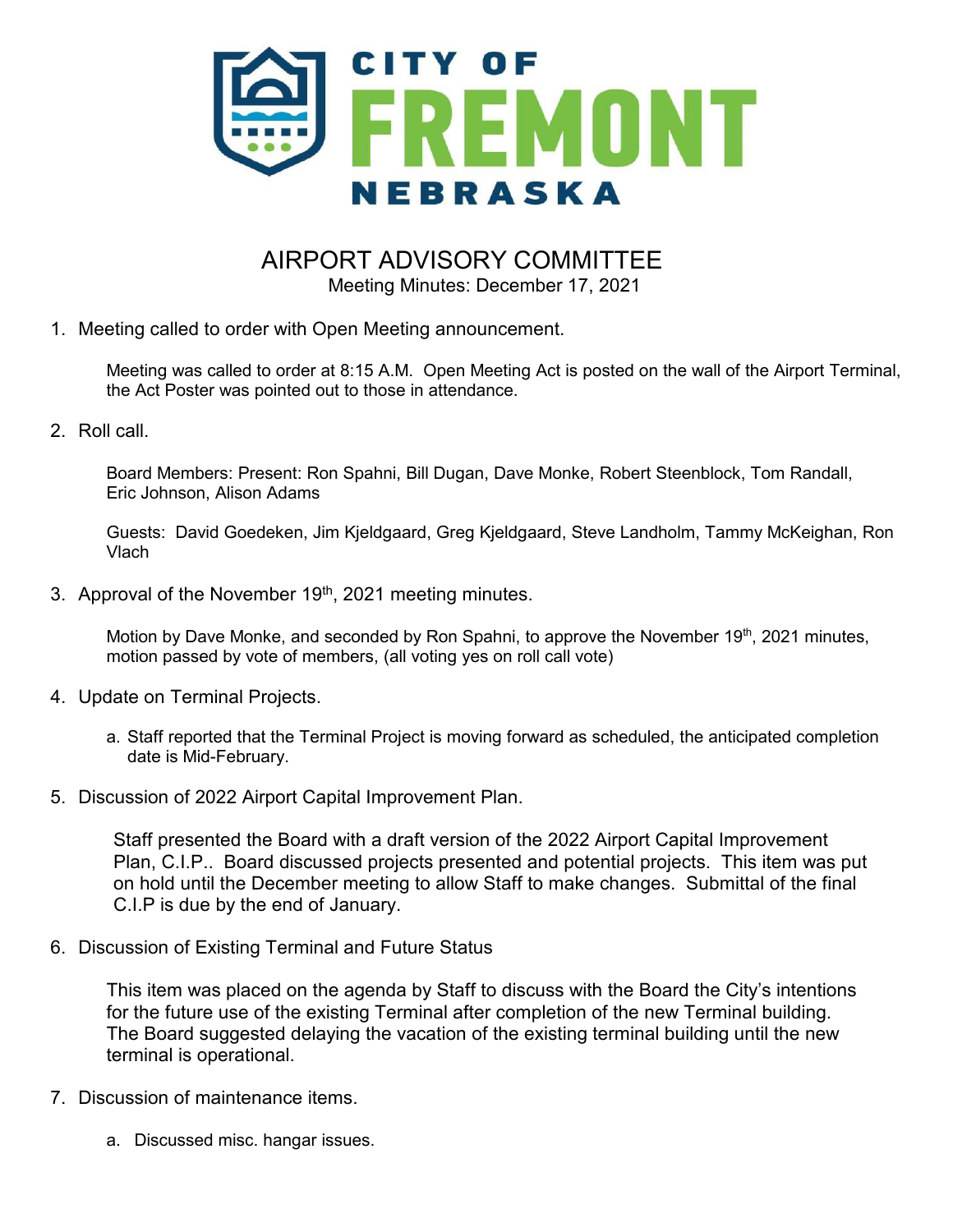# CITY OF FREMONT NEBRASKA

## AIRPORT ADVISORY COMMITTEE

Meeting Minutes: December 17, 2021

1. Meeting called to order with Open Meeting announcement.

   Meeting was called to order at 8:15 A.M. Open Meeting Act is posted on the wall of the Airport Terminal, the Act Poster was pointed out to those in attendance.

2. Roll call.

   Board Members: Present: Ron Spahni, Bill Dugan, Dave Monke, Robert Steenblock, Tom Randall, Eric Johnson, Alison Adams

   Guests: David Goedeken, Jim Kjeldgaard, Greg Kjeldgaard, Steve Landholm, Tammy McKeighan, Ron Vlach

3. Approval of the November 19th, 2021 meeting minutes.

   Motion by Dave Monke, and seconded by Ron Spahni, to approve the November 19th, 2021 minutes, motion passed by vote of members, (all voting yes on roll call vote)

4. Update on Terminal Projects.

   a. Staff reported that the Terminal Project is moving forward as scheduled, the anticipated completion date is Mid-February.

5. Discussion of 2022 Airport Capital Improvement Plan.

   Staff presented the Board with a draft version of the 2022 Airport Capital Improvement Plan, C.I.P.. Board discussed projects presented and potential projects. This item was put on hold until the December meeting to allow Staff to make changes. Submittal of the final C.I.P is due by the end of January.

6. Discussion of Existing Terminal and Future Status

   This item was placed on the agenda by Staff to discuss with the Board the City's intentions for the future use of the existing Terminal after completion of the new Terminal building. The Board suggested delaying the vacation of the existing terminal building until the new terminal is operational.

7. Discussion of maintenance items.

   a. Discussed misc. hangar issues.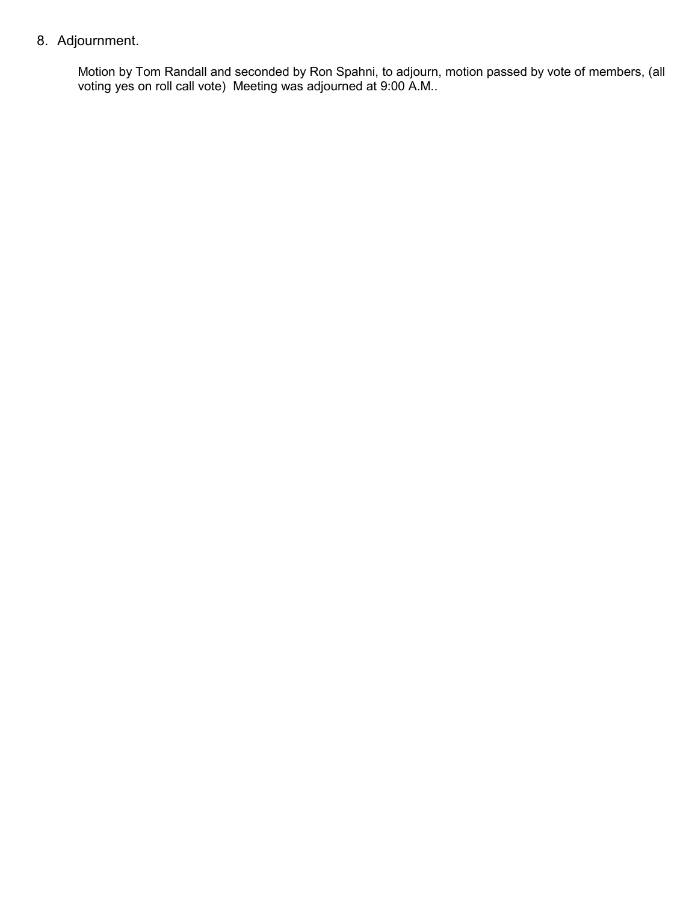8. Adjournment.

Motion by Tom Randall and seconded by Ron Spahni, to adjourn, motion passed by vote of members, (all voting yes on roll call vote) Meeting was adjourned at 9:00 A.M..